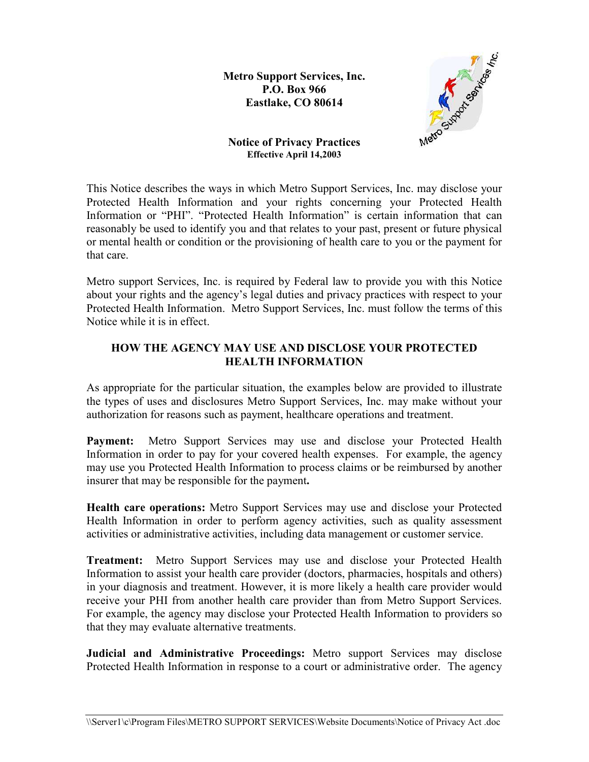**Metro Support Services, Inc.**
**P.O. Box 966**
**Eastlake, CO 80614**

# Notice of Privacy Practices

**Effective April 14,2003**

This Notice describes the ways in which Metro Support Services, Inc. may disclose your Protected Health Information and your rights concerning your Protected Health Information or "PHI". "Protected Health Information" is certain information that can reasonably be used to identify you and that relates to your past, present or future physical or mental health or condition or the provisioning of health care to you or the payment for that care.

Metro support Services, Inc. is required by Federal law to provide you with this Notice about your rights and the agency's legal duties and privacy practices with respect to your Protected Health Information. Metro Support Services, Inc. must follow the terms of this Notice while it is in effect.

## HOW THE AGENCY MAY USE AND DISCLOSE YOUR PROTECTED HEALTH INFORMATION

As appropriate for the particular situation, the examples below are provided to illustrate the types of uses and disclosures Metro Support Services, Inc. may make without your authorization for reasons such as payment, healthcare operations and treatment.

**Payment:** Metro Support Services may use and disclose your Protected Health Information in order to pay for your covered health expenses. For example, the agency may use you Protected Health Information to process claims or be reimbursed by another insurer that may be responsible for the payment**.**

**Health care operations:** Metro Support Services may use and disclose your Protected Health Information in order to perform agency activities, such as quality assessment activities or administrative activities, including data management or customer service.

**Treatment:** Metro Support Services may use and disclose your Protected Health Information to assist your health care provider (doctors, pharmacies, hospitals and others) in your diagnosis and treatment. However, it is more likely a health care provider would receive your PHI from another health care provider than from Metro Support Services. For example, the agency may disclose your Protected Health Information to providers so that they may evaluate alternative treatments.

**Judicial and Administrative Proceedings:** Metro support Services may disclose Protected Health Information in response to a court or administrative order. The agency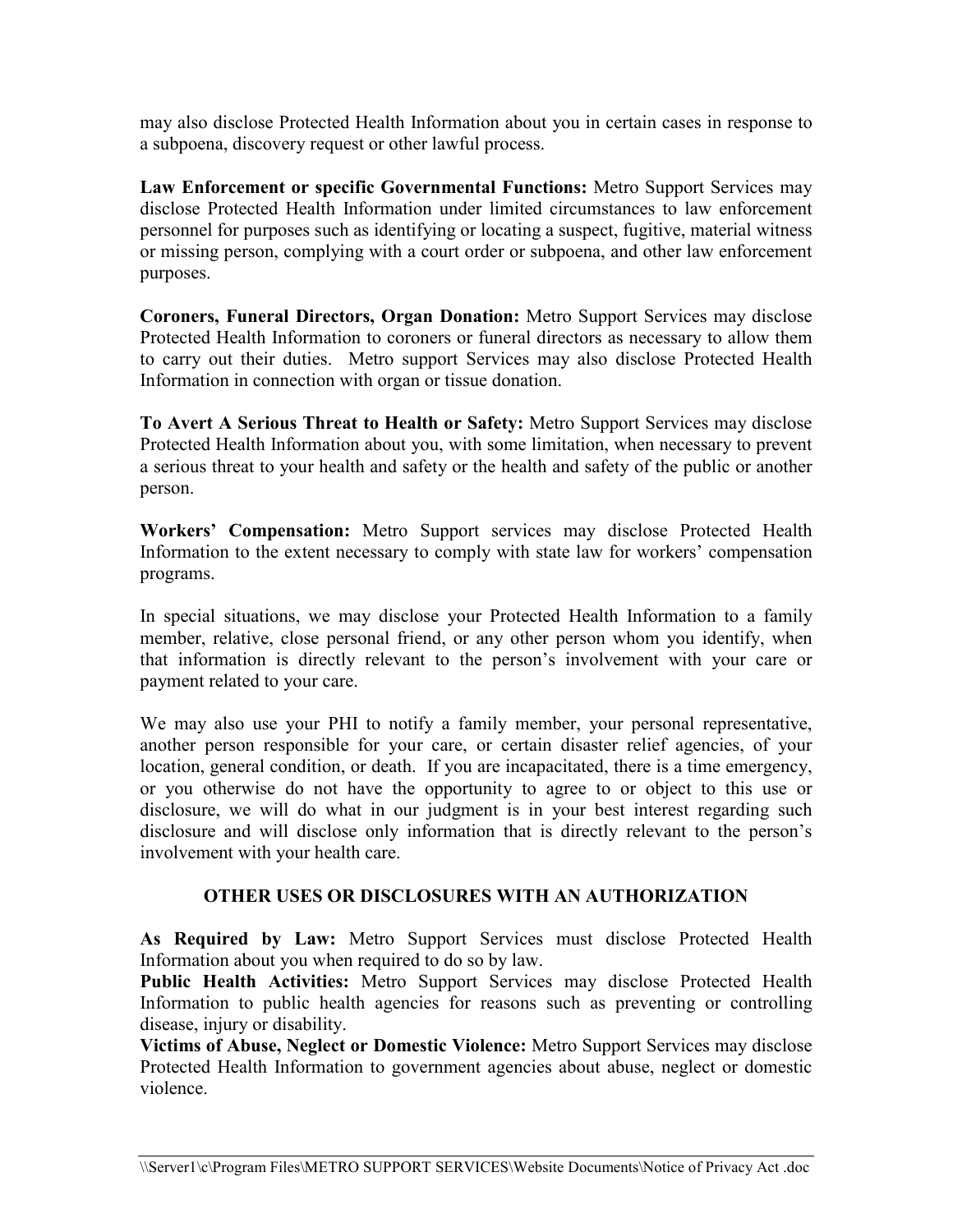may also disclose Protected Health Information about you in certain cases in response to a subpoena, discovery request or other lawful process.

**Law Enforcement or specific Governmental Functions:** Metro Support Services may disclose Protected Health Information under limited circumstances to law enforcement personnel for purposes such as identifying or locating a suspect, fugitive, material witness or missing person, complying with a court order or subpoena, and other law enforcement purposes.

**Coroners, Funeral Directors, Organ Donation:** Metro Support Services may disclose Protected Health Information to coroners or funeral directors as necessary to allow them to carry out their duties. Metro support Services may also disclose Protected Health Information in connection with organ or tissue donation.

**To Avert A Serious Threat to Health or Safety:** Metro Support Services may disclose Protected Health Information about you, with some limitation, when necessary to prevent a serious threat to your health and safety or the health and safety of the public or another person.

**Workers' Compensation:** Metro Support services may disclose Protected Health Information to the extent necessary to comply with state law for workers' compensation programs.

In special situations, we may disclose your Protected Health Information to a family member, relative, close personal friend, or any other person whom you identify, when that information is directly relevant to the person's involvement with your care or payment related to your care.

We may also use your PHI to notify a family member, your personal representative, another person responsible for your care, or certain disaster relief agencies, of your location, general condition, or death. If you are incapacitated, there is a time emergency, or you otherwise do not have the opportunity to agree to or object to this use or disclosure, we will do what in our judgment is in your best interest regarding such disclosure and will disclose only information that is directly relevant to the person's involvement with your health care.

## OTHER USES OR DISCLOSURES WITH AN AUTHORIZATION

**As Required by Law:** Metro Support Services must disclose Protected Health Information about you when required to do so by law.
**Public Health Activities:** Metro Support Services may disclose Protected Health Information to public health agencies for reasons such as preventing or controlling disease, injury or disability.
**Victims of Abuse, Neglect or Domestic Violence:** Metro Support Services may disclose Protected Health Information to government agencies about abuse, neglect or domestic violence.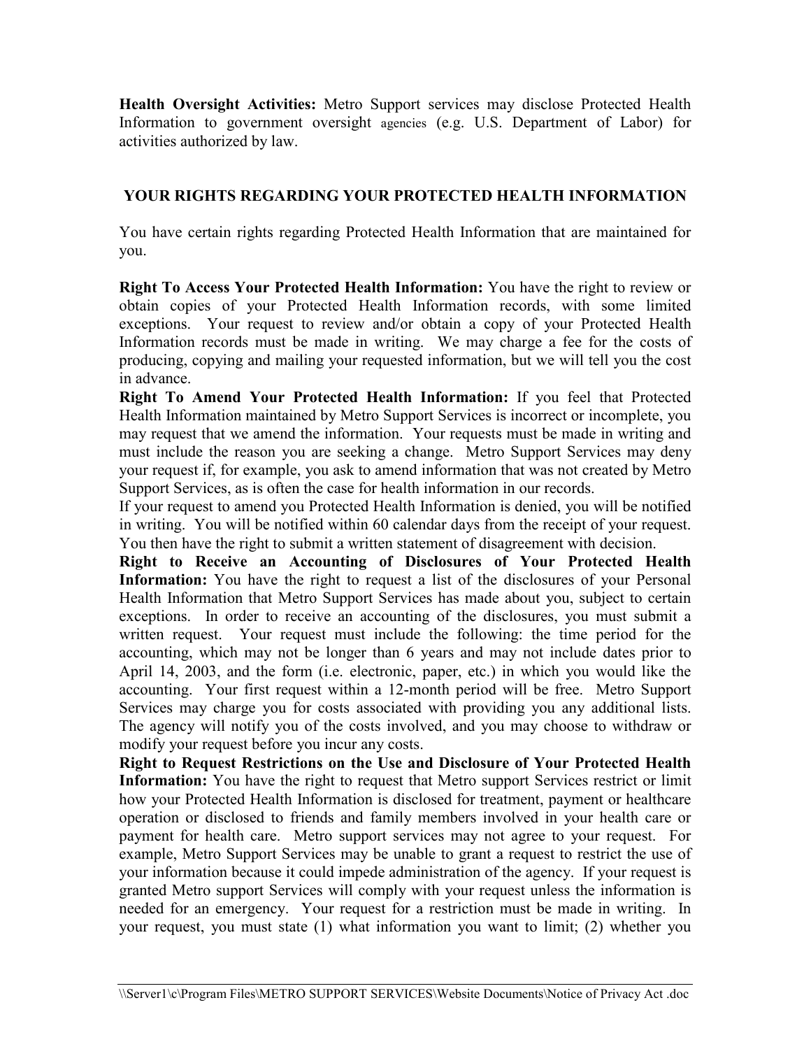**Health Oversight Activities:** Metro Support services may disclose Protected Health Information to government oversight agencies (e.g. U.S. Department of Labor) for activities authorized by law.

## YOUR RIGHTS REGARDING YOUR PROTECTED HEALTH INFORMATION

You have certain rights regarding Protected Health Information that are maintained for you.

**Right To Access Your Protected Health Information:** You have the right to review or obtain copies of your Protected Health Information records, with some limited exceptions. Your request to review and/or obtain a copy of your Protected Health Information records must be made in writing. We may charge a fee for the costs of producing, copying and mailing your requested information, but we will tell you the cost in advance.

**Right To Amend Your Protected Health Information:** If you feel that Protected Health Information maintained by Metro Support Services is incorrect or incomplete, you may request that we amend the information. Your requests must be made in writing and must include the reason you are seeking a change. Metro Support Services may deny your request if, for example, you ask to amend information that was not created by Metro Support Services, as is often the case for health information in our records.

If your request to amend you Protected Health Information is denied, you will be notified in writing. You will be notified within 60 calendar days from the receipt of your request. You then have the right to submit a written statement of disagreement with decision.

**Right to Receive an Accounting of Disclosures of Your Protected Health Information:** You have the right to request a list of the disclosures of your Personal Health Information that Metro Support Services has made about you, subject to certain exceptions. In order to receive an accounting of the disclosures, you must submit a written request. Your request must include the following: the time period for the accounting, which may not be longer than 6 years and may not include dates prior to April 14, 2003, and the form (i.e. electronic, paper, etc.) in which you would like the accounting. Your first request within a 12-month period will be free. Metro Support Services may charge you for costs associated with providing you any additional lists. The agency will notify you of the costs involved, and you may choose to withdraw or modify your request before you incur any costs.

**Right to Request Restrictions on the Use and Disclosure of Your Protected Health Information:** You have the right to request that Metro support Services restrict or limit how your Protected Health Information is disclosed for treatment, payment or healthcare operation or disclosed to friends and family members involved in your health care or payment for health care. Metro support services may not agree to your request. For example, Metro Support Services may be unable to grant a request to restrict the use of your information because it could impede administration of the agency. If your request is granted Metro support Services will comply with your request unless the information is needed for an emergency. Your request for a restriction must be made in writing. In your request, you must state (1) what information you want to limit; (2) whether you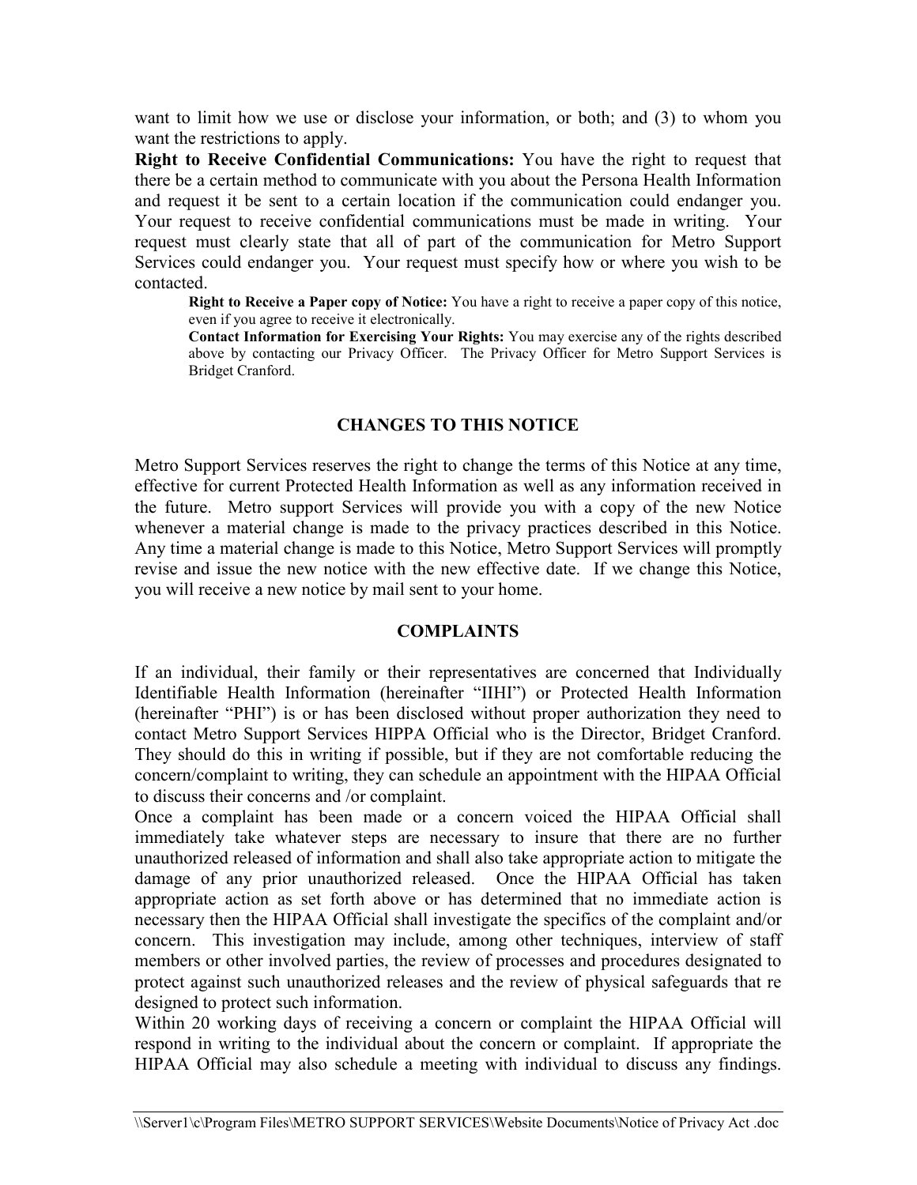want to limit how we use or disclose your information, or both; and (3) to whom you want the restrictions to apply.

**Right to Receive Confidential Communications:** You have the right to request that there be a certain method to communicate with you about the Persona Health Information and request it be sent to a certain location if the communication could endanger you. Your request to receive confidential communications must be made in writing. Your request must clearly state that all of part of the communication for Metro Support Services could endanger you. Your request must specify how or where you wish to be contacted.

> **Right to Receive a Paper copy of Notice:** You have a right to receive a paper copy of this notice, even if you agree to receive it electronically.
>
> **Contact Information for Exercising Your Rights:** You may exercise any of the rights described above by contacting our Privacy Officer. The Privacy Officer for Metro Support Services is Bridget Cranford.

## CHANGES TO THIS NOTICE

Metro Support Services reserves the right to change the terms of this Notice at any time, effective for current Protected Health Information as well as any information received in the future. Metro support Services will provide you with a copy of the new Notice whenever a material change is made to the privacy practices described in this Notice. Any time a material change is made to this Notice, Metro Support Services will promptly revise and issue the new notice with the new effective date. If we change this Notice, you will receive a new notice by mail sent to your home.

## COMPLAINTS

If an individual, their family or their representatives are concerned that Individually Identifiable Health Information (hereinafter "IIHI") or Protected Health Information (hereinafter "PHI") is or has been disclosed without proper authorization they need to contact Metro Support Services HIPPA Official who is the Director, Bridget Cranford. They should do this in writing if possible, but if they are not comfortable reducing the concern/complaint to writing, they can schedule an appointment with the HIPAA Official to discuss their concerns and /or complaint.

Once a complaint has been made or a concern voiced the HIPAA Official shall immediately take whatever steps are necessary to insure that there are no further unauthorized released of information and shall also take appropriate action to mitigate the damage of any prior unauthorized released. Once the HIPAA Official has taken appropriate action as set forth above or has determined that no immediate action is necessary then the HIPAA Official shall investigate the specifics of the complaint and/or concern. This investigation may include, among other techniques, interview of staff members or other involved parties, the review of processes and procedures designated to protect against such unauthorized releases and the review of physical safeguards that re designed to protect such information.

Within 20 working days of receiving a concern or complaint the HIPAA Official will respond in writing to the individual about the concern or complaint. If appropriate the HIPAA Official may also schedule a meeting with individual to discuss any findings.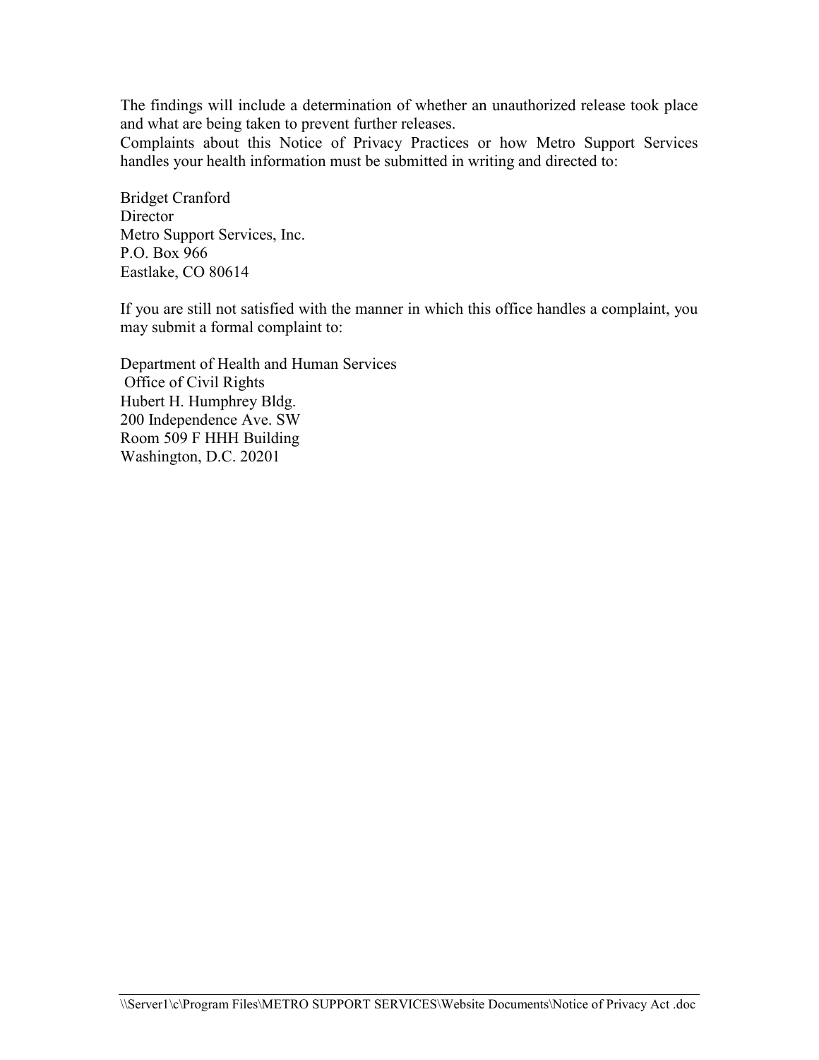The findings will include a determination of whether an unauthorized release took place and what are being taken to prevent further releases.

Complaints about this Notice of Privacy Practices or how Metro Support Services handles your health information must be submitted in writing and directed to:

Bridget Cranford  
Director  
Metro Support Services, Inc.  
P.O. Box 966  
Eastlake, CO 80614

If you are still not satisfied with the manner in which this office handles a complaint, you may submit a formal complaint to:

Department of Health and Human Services  
Office of Civil Rights  
Hubert H. Humphrey Bldg.  
200 Independence Ave. SW  
Room 509 F HHH Building  
Washington, D.C. 20201